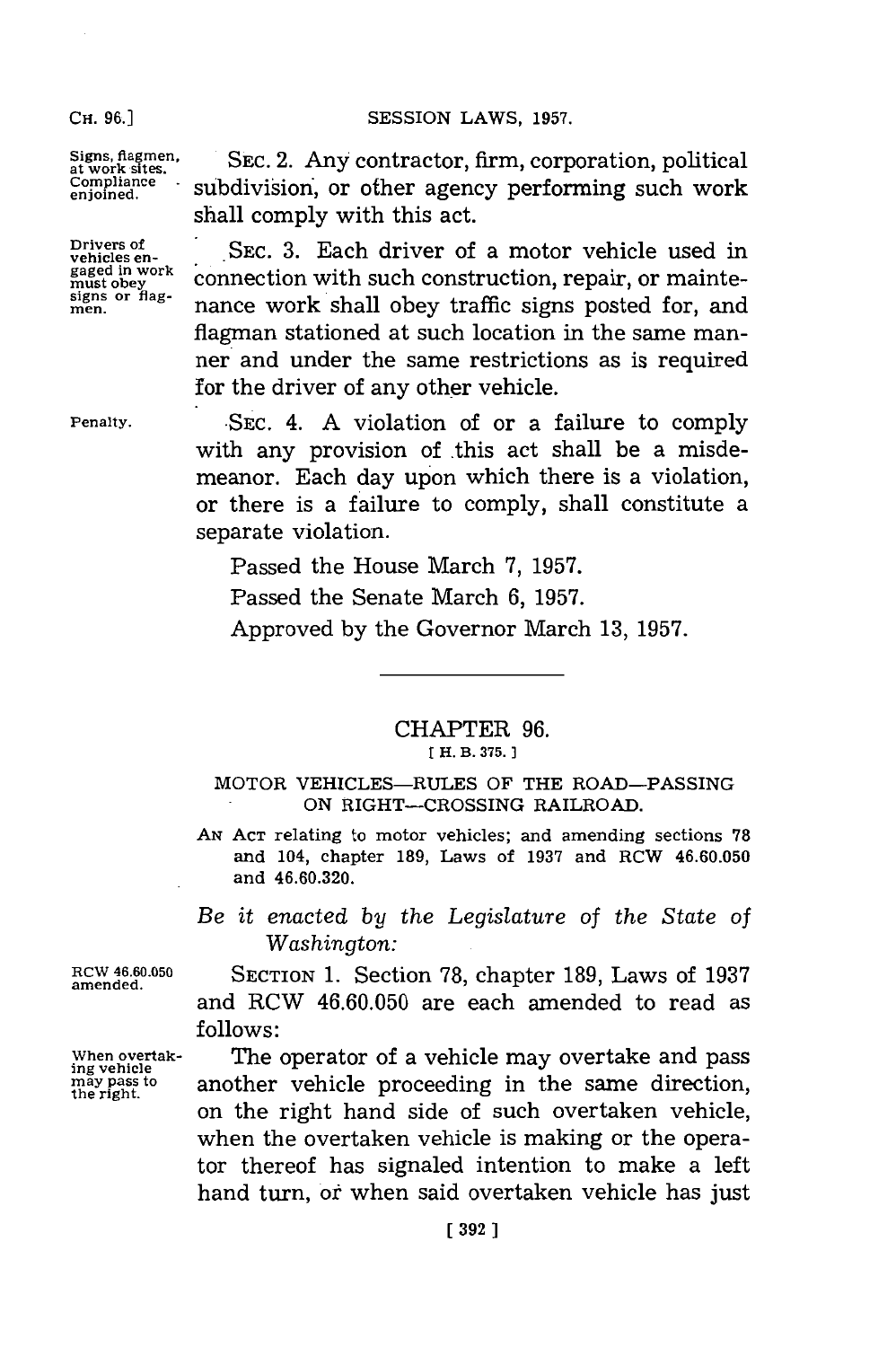Signs, flagmen, at work sites. Compliance enjoined.

SEC. 2. Any contractor, firm, corporation, political subdivision, or other agency performing such work shall comply with this act.

Drivers of vehicles engaged in work must obey signs or flagmen.

SEC. 3. Each driver of a motor vehicle used in connection with such construction, repair, or maintenance work shall obey traffic signs posted for, and flagman stationed at such location in the same manner and under the same restrictions as is required for the driver of any other vehicle.

Penalty.

SEC. 4. A violation of or a failure to comply with any provision of this act shall be a misdemeanor. Each day upon which there is a violation, or there is a failure to comply, shall constitute a separate violation.

Passed the House March 7, 1957.

Passed the Senate March 6, 1957.

Approved by the Governor March 13, 1957.

---

## CHAPTER 96.

[ H. B. 375. ]

### MOTOR VEHICLES—RULES OF THE ROAD—PASSING ON RIGHT—CROSSING RAILROAD.

AN ACT relating to motor vehicles; and amending sections 78 and 104, chapter 189, Laws of 1937 and RCW 46.60.050 and 46.60.320.

*Be it enacted by the Legislature of the State of Washington:*

RCW 46.60.050 amended.

SECTION 1. Section 78, chapter 189, Laws of 1937 and RCW 46.60.050 are each amended to read as follows:

When overtaking vehicle may pass to the right.

The operator of a vehicle may overtake and pass another vehicle proceeding in the same direction, on the right hand side of such overtaken vehicle, when the overtaken vehicle is making or the operator thereof has signaled intention to make a left hand turn, or when said overtaken vehicle has just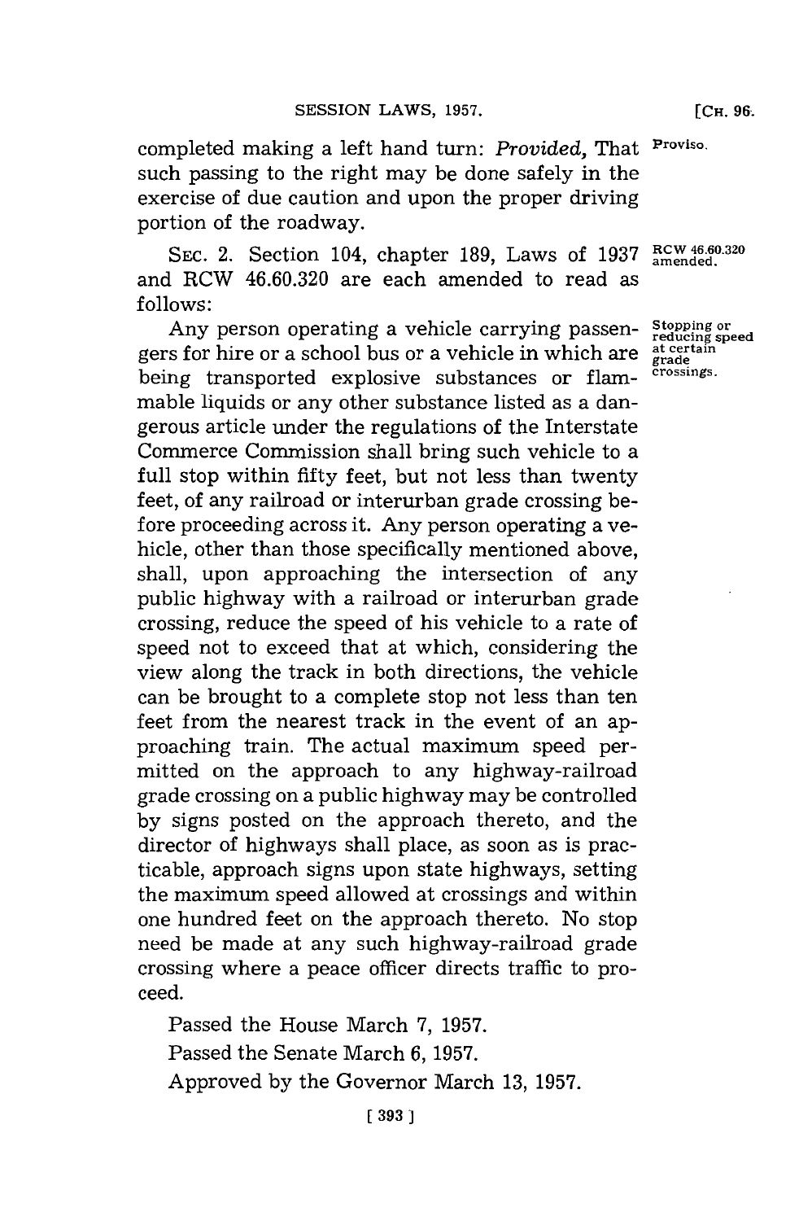completed making a left hand turn: *Provided,* That such passing to the right may be done safely in the exercise of due caution and upon the proper driving portion of the roadway.

Proviso.

SEC. 2. Section 104, chapter 189, Laws of 1937 and RCW 46.60.320 are each amended to read as follows:

RCW 46.60.320 amended.

Stopping or reducing speed at certain grade crossings.

Any person operating a vehicle carrying passengers for hire or a school bus or a vehicle in which are being transported explosive substances or flammable liquids or any other substance listed as a dangerous article under the regulations of the Interstate Commerce Commission shall bring such vehicle to a full stop within fifty feet, but not less than twenty feet, of any railroad or interurban grade crossing before proceeding across it. Any person operating a vehicle, other than those specifically mentioned above, shall, upon approaching the intersection of any public highway with a railroad or interurban grade crossing, reduce the speed of his vehicle to a rate of speed not to exceed that at which, considering the view along the track in both directions, the vehicle can be brought to a complete stop not less than ten feet from the nearest track in the event of an approaching train. The actual maximum speed permitted on the approach to any highway-railroad grade crossing on a public highway may be controlled by signs posted on the approach thereto, and the director of highways shall place, as soon as is practicable, approach signs upon state highways, setting the maximum speed allowed at crossings and within one hundred feet on the approach thereto. No stop need be made at any such highway-railroad grade crossing where a peace officer directs traffic to proceed.

Passed the House March 7, 1957.

Passed the Senate March 6, 1957.

Approved by the Governor March 13, 1957.